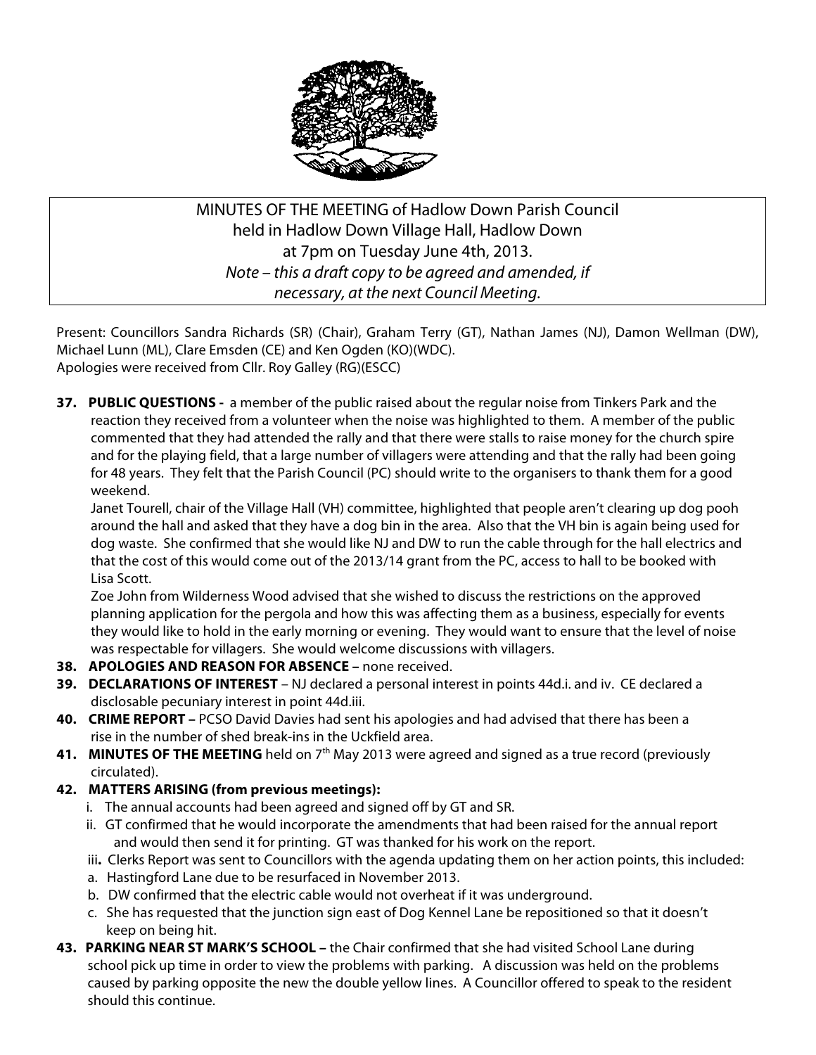MINUTES OF THE MEETING of Hadlow Down Parish Council
held in Hadlow Down Village Hall, Hadlow Down
at 7pm on Tuesday June 4th, 2013.
*Note – this a draft copy to be agreed and amended, if necessary, at the next Council Meeting.*

Present: Councillors Sandra Richards (SR) (Chair), Graham Terry (GT), Nathan James (NJ), Damon Wellman (DW), Michael Lunn (ML), Clare Emsden (CE) and Ken Ogden (KO)(WDC).
Apologies were received from Cllr. Roy Galley (RG)(ESCC)

**37. PUBLIC QUESTIONS -** a member of the public raised about the regular noise from Tinkers Park and the reaction they received from a volunteer when the noise was highlighted to them. A member of the public commented that they had attended the rally and that there were stalls to raise money for the church spire and for the playing field, that a large number of villagers were attending and that the rally had been going for 48 years. They felt that the Parish Council (PC) should write to the organisers to thank them for a good weekend.
Janet Tourell, chair of the Village Hall (VH) committee, highlighted that people aren't clearing up dog pooh around the hall and asked that they have a dog bin in the area. Also that the VH bin is again being used for dog waste. She confirmed that she would like NJ and DW to run the cable through for the hall electrics and that the cost of this would come out of the 2013/14 grant from the PC, access to hall to be booked with Lisa Scott.
Zoe John from Wilderness Wood advised that she wished to discuss the restrictions on the approved planning application for the pergola and how this was affecting them as a business, especially for events they would like to hold in the early morning or evening. They would want to ensure that the level of noise was respectable for villagers. She would welcome discussions with villagers.

**38. APOLOGIES AND REASON FOR ABSENCE –** none received.

**39. DECLARATIONS OF INTEREST** – NJ declared a personal interest in points 44d.i. and iv. CE declared a disclosable pecuniary interest in point 44d.iii.

**40. CRIME REPORT –** PCSO David Davies had sent his apologies and had advised that there has been a rise in the number of shed break-ins in the Uckfield area.

**41. MINUTES OF THE MEETING** held on 7th May 2013 were agreed and signed as a true record (previously circulated).

**42. MATTERS ARISING (from previous meetings):**

i. The annual accounts had been agreed and signed off by GT and SR.

ii. GT confirmed that he would incorporate the amendments that had been raised for the annual report and would then send it for printing. GT was thanked for his work on the report.

iii**.** Clerks Report was sent to Councillors with the agenda updating them on her action points, this included:

a. Hastingford Lane due to be resurfaced in November 2013.

b. DW confirmed that the electric cable would not overheat if it was underground.

c. She has requested that the junction sign east of Dog Kennel Lane be repositioned so that it doesn't keep on being hit.

**43. PARKING NEAR ST MARK'S SCHOOL –** the Chair confirmed that she had visited School Lane during school pick up time in order to view the problems with parking. A discussion was held on the problems caused by parking opposite the new the double yellow lines. A Councillor offered to speak to the resident should this continue.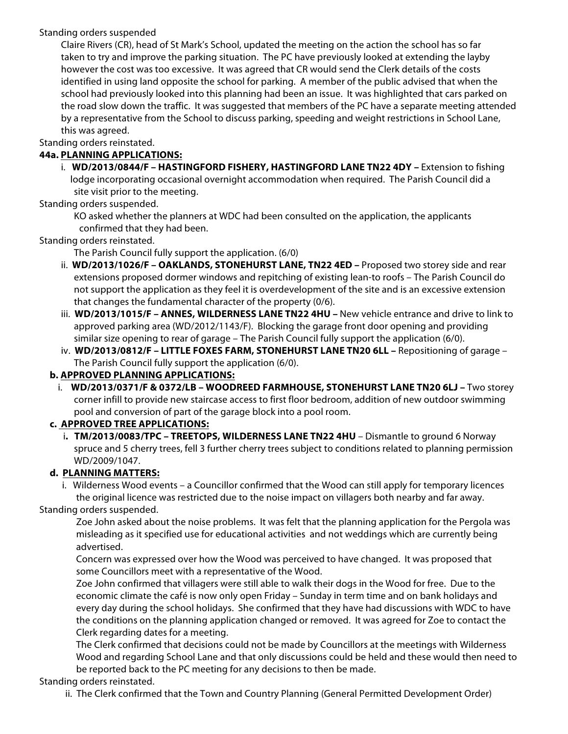Standing orders suspended

Claire Rivers (CR), head of St Mark's School, updated the meeting on the action the school has so far taken to try and improve the parking situation. The PC have previously looked at extending the layby however the cost was too excessive. It was agreed that CR would send the Clerk details of the costs identified in using land opposite the school for parking. A member of the public advised that when the school had previously looked into this planning had been an issue. It was highlighted that cars parked on the road slow down the traffic. It was suggested that members of the PC have a separate meeting attended by a representative from the School to discuss parking, speeding and weight restrictions in School Lane, this was agreed.

Standing orders reinstated.

**44a. PLANNING APPLICATIONS:**

i. **WD/2013/0844/F – HASTINGFORD FISHERY, HASTINGFORD LANE TN22 4DY –** Extension to fishing lodge incorporating occasional overnight accommodation when required. The Parish Council did a site visit prior to the meeting.

Standing orders suspended.

KO asked whether the planners at WDC had been consulted on the application, the applicants confirmed that they had been.

Standing orders reinstated.

The Parish Council fully support the application. (6/0)

ii. **WD/2013/1026/F – OAKLANDS, STONEHURST LANE, TN22 4ED –** Proposed two storey side and rear extensions proposed dormer windows and repitching of existing lean-to roofs – The Parish Council do not support the application as they feel it is overdevelopment of the site and is an excessive extension that changes the fundamental character of the property (0/6).

iii. **WD/2013/1015/F – ANNES, WILDERNESS LANE TN22 4HU –** New vehicle entrance and drive to link to approved parking area (WD/2012/1143/F). Blocking the garage front door opening and providing similar size opening to rear of garage – The Parish Council fully support the application (6/0).

iv. **WD/2013/0812/F – LITTLE FOXES FARM, STONEHURST LANE TN20 6LL –** Repositioning of garage – The Parish Council fully support the application (6/0).

**b. APPROVED PLANNING APPLICATIONS:**

i. **WD/2013/0371/F & 0372/LB – WOODREED FARMHOUSE, STONEHURST LANE TN20 6LJ –** Two storey corner infill to provide new staircase access to first floor bedroom, addition of new outdoor swimming pool and conversion of part of the garage block into a pool room.

**c. APPROVED TREE APPLICATIONS:**

i. **TM/2013/0083/TPC – TREETOPS, WILDERNESS LANE TN22 4HU** – Dismantle to ground 6 Norway spruce and 5 cherry trees, fell 3 further cherry trees subject to conditions related to planning permission WD/2009/1047.

**d. PLANNING MATTERS:**

i. Wilderness Wood events – a Councillor confirmed that the Wood can still apply for temporary licences the original licence was restricted due to the noise impact on villagers both nearby and far away.

Standing orders suspended.

Zoe John asked about the noise problems. It was felt that the planning application for the Pergola was misleading as it specified use for educational activities and not weddings which are currently being advertised.

Concern was expressed over how the Wood was perceived to have changed. It was proposed that some Councillors meet with a representative of the Wood.

Zoe John confirmed that villagers were still able to walk their dogs in the Wood for free. Due to the economic climate the café is now only open Friday – Sunday in term time and on bank holidays and every day during the school holidays. She confirmed that they have had discussions with WDC to have the conditions on the planning application changed or removed. It was agreed for Zoe to contact the Clerk regarding dates for a meeting.

The Clerk confirmed that decisions could not be made by Councillors at the meetings with Wilderness Wood and regarding School Lane and that only discussions could be held and these would then need to be reported back to the PC meeting for any decisions to then be made.

Standing orders reinstated.

ii. The Clerk confirmed that the Town and Country Planning (General Permitted Development Order)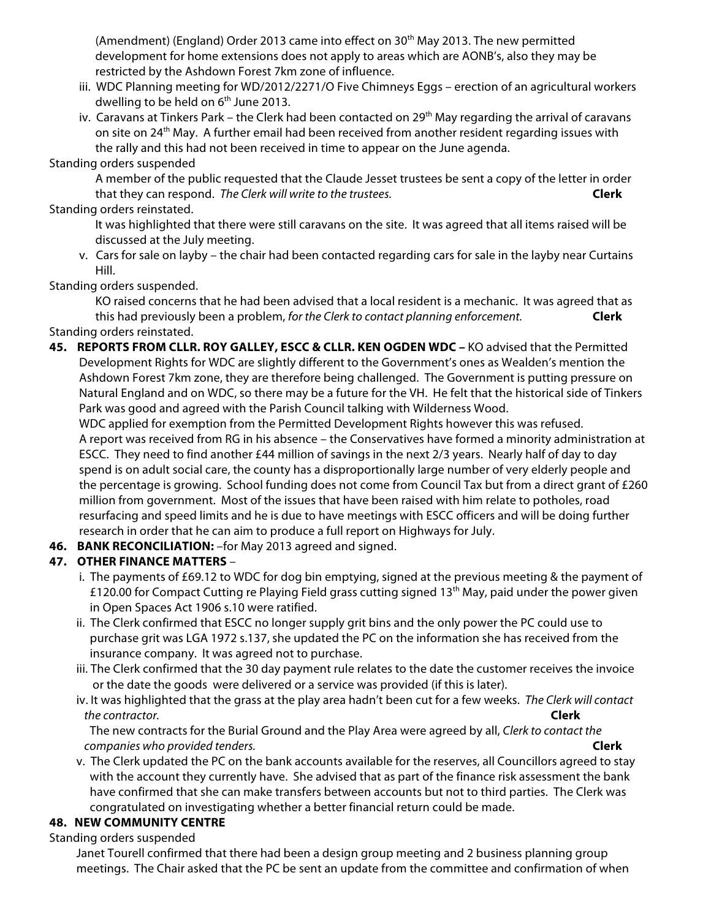(Amendment) (England) Order 2013 came into effect on 30th May 2013. The new permitted development for home extensions does not apply to areas which are AONB's, also they may be restricted by the Ashdown Forest 7km zone of influence.

iii. WDC Planning meeting for WD/2012/2271/O Five Chimneys Eggs – erection of an agricultural workers dwelling to be held on 6th June 2013.

iv. Caravans at Tinkers Park – the Clerk had been contacted on 29th May regarding the arrival of caravans on site on 24th May. A further email had been received from another resident regarding issues with the rally and this had not been received in time to appear on the June agenda.

Standing orders suspended

A member of the public requested that the Claude Jesset trustees be sent a copy of the letter in order that they can respond. *The Clerk will write to the trustees.* **Clerk**

Standing orders reinstated.

It was highlighted that there were still caravans on the site. It was agreed that all items raised will be discussed at the July meeting.

v. Cars for sale on layby – the chair had been contacted regarding cars for sale in the layby near Curtains Hill.

Standing orders suspended.

KO raised concerns that he had been advised that a local resident is a mechanic. It was agreed that as this had previously been a problem, *for the Clerk to contact planning enforcement.* **Clerk**

Standing orders reinstated.

**45. REPORTS FROM CLLR. ROY GALLEY, ESCC & CLLR. KEN OGDEN WDC –** KO advised that the Permitted Development Rights for WDC are slightly different to the Government's ones as Wealden's mention the Ashdown Forest 7km zone, they are therefore being challenged. The Government is putting pressure on Natural England and on WDC, so there may be a future for the VH. He felt that the historical side of Tinkers Park was good and agreed with the Parish Council talking with Wilderness Wood.

WDC applied for exemption from the Permitted Development Rights however this was refused.

A report was received from RG in his absence – the Conservatives have formed a minority administration at ESCC. They need to find another £44 million of savings in the next 2/3 years. Nearly half of day to day spend is on adult social care, the county has a disproportionally large number of very elderly people and the percentage is growing. School funding does not come from Council Tax but from a direct grant of £260 million from government. Most of the issues that have been raised with him relate to potholes, road resurfacing and speed limits and he is due to have meetings with ESCC officers and will be doing further research in order that he can aim to produce a full report on Highways for July.

**46. BANK RECONCILIATION:** –for May 2013 agreed and signed.

**47. OTHER FINANCE MATTERS** –

i. The payments of £69.12 to WDC for dog bin emptying, signed at the previous meeting & the payment of £120.00 for Compact Cutting re Playing Field grass cutting signed 13th May, paid under the power given in Open Spaces Act 1906 s.10 were ratified.

ii. The Clerk confirmed that ESCC no longer supply grit bins and the only power the PC could use to purchase grit was LGA 1972 s.137, she updated the PC on the information she has received from the insurance company. It was agreed not to purchase.

iii. The Clerk confirmed that the 30 day payment rule relates to the date the customer receives the invoice or the date the goods were delivered or a service was provided (if this is later).

iv. It was highlighted that the grass at the play area hadn't been cut for a few weeks. *The Clerk will contact the contractor.* **Clerk**

The new contracts for the Burial Ground and the Play Area were agreed by all, *Clerk to contact the companies who provided tenders.* **Clerk**

v. The Clerk updated the PC on the bank accounts available for the reserves, all Councillors agreed to stay with the account they currently have. She advised that as part of the finance risk assessment the bank have confirmed that she can make transfers between accounts but not to third parties. The Clerk was congratulated on investigating whether a better financial return could be made.

**48. NEW COMMUNITY CENTRE**

Standing orders suspended

Janet Tourell confirmed that there had been a design group meeting and 2 business planning group meetings. The Chair asked that the PC be sent an update from the committee and confirmation of when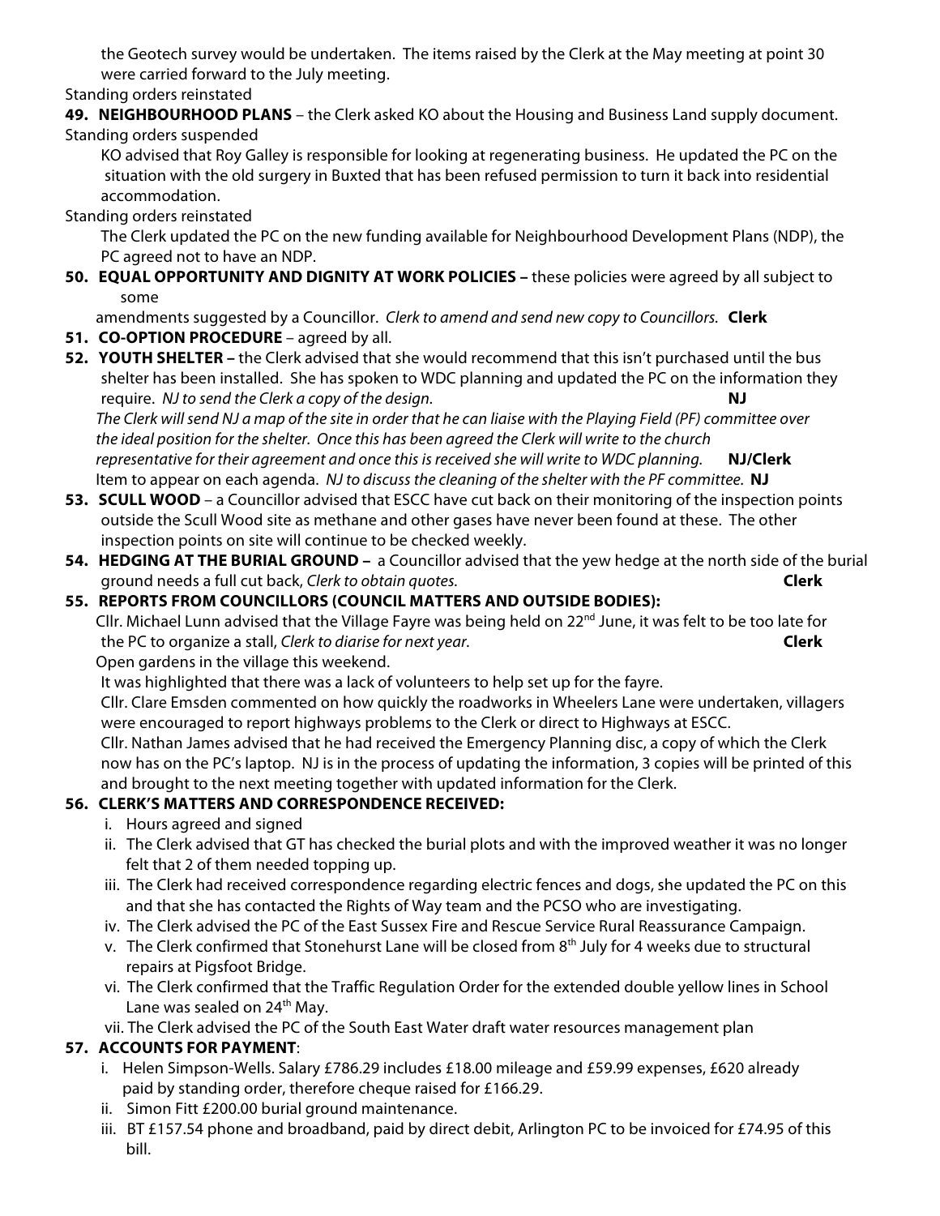the Geotech survey would be undertaken. The items raised by the Clerk at the May meeting at point 30 were carried forward to the July meeting.

Standing orders reinstated

**49. NEIGHBOURHOOD PLANS** – the Clerk asked KO about the Housing and Business Land supply document.

Standing orders suspended

KO advised that Roy Galley is responsible for looking at regenerating business. He updated the PC on the situation with the old surgery in Buxted that has been refused permission to turn it back into residential accommodation.

Standing orders reinstated

The Clerk updated the PC on the new funding available for Neighbourhood Development Plans (NDP), the PC agreed not to have an NDP.

**50. EQUAL OPPORTUNITY AND DIGNITY AT WORK POLICIES –** these policies were agreed by all subject to some amendments suggested by a Councillor. *Clerk to amend and send new copy to Councillors.* **Clerk**

**51. CO-OPTION PROCEDURE** – agreed by all.

**52. YOUTH SHELTER –** the Clerk advised that she would recommend that this isn't purchased until the bus shelter has been installed. She has spoken to WDC planning and updated the PC on the information they require. *NJ to send the Clerk a copy of the design.* **NJ**

*The Clerk will send NJ a map of the site in order that he can liaise with the Playing Field (PF) committee over the ideal position for the shelter. Once this has been agreed the Clerk will write to the church representative for their agreement and once this is received she will write to WDC planning.* **NJ/Clerk**

Item to appear on each agenda. *NJ to discuss the cleaning of the shelter with the PF committee.* **NJ**

**53. SCULL WOOD** – a Councillor advised that ESCC have cut back on their monitoring of the inspection points outside the Scull Wood site as methane and other gases have never been found at these. The other inspection points on site will continue to be checked weekly.

**54. HEDGING AT THE BURIAL GROUND –** a Councillor advised that the yew hedge at the north side of the burial ground needs a full cut back, *Clerk to obtain quotes.* **Clerk**

**55. REPORTS FROM COUNCILLORS (COUNCIL MATTERS AND OUTSIDE BODIES):**

Cllr. Michael Lunn advised that the Village Fayre was being held on 22nd June, it was felt to be too late for the PC to organize a stall, *Clerk to diarise for next year.* **Clerk**

Open gardens in the village this weekend.

It was highlighted that there was a lack of volunteers to help set up for the fayre.

Cllr. Clare Emsden commented on how quickly the roadworks in Wheelers Lane were undertaken, villagers were encouraged to report highways problems to the Clerk or direct to Highways at ESCC.

Cllr. Nathan James advised that he had received the Emergency Planning disc, a copy of which the Clerk now has on the PC's laptop. NJ is in the process of updating the information, 3 copies will be printed of this and brought to the next meeting together with updated information for the Clerk.

**56. CLERK'S MATTERS AND CORRESPONDENCE RECEIVED:**

i. Hours agreed and signed
ii. The Clerk advised that GT has checked the burial plots and with the improved weather it was no longer felt that 2 of them needed topping up.
iii. The Clerk had received correspondence regarding electric fences and dogs, she updated the PC on this and that she has contacted the Rights of Way team and the PCSO who are investigating.
iv. The Clerk advised the PC of the East Sussex Fire and Rescue Service Rural Reassurance Campaign.
v. The Clerk confirmed that Stonehurst Lane will be closed from 8th July for 4 weeks due to structural repairs at Pigsfoot Bridge.
vi. The Clerk confirmed that the Traffic Regulation Order for the extended double yellow lines in School Lane was sealed on 24th May.
vii. The Clerk advised the PC of the South East Water draft water resources management plan

**57. ACCOUNTS FOR PAYMENT**:

i. Helen Simpson-Wells. Salary £786.29 includes £18.00 mileage and £59.99 expenses, £620 already paid by standing order, therefore cheque raised for £166.29.
ii. Simon Fitt £200.00 burial ground maintenance.
iii. BT £157.54 phone and broadband, paid by direct debit, Arlington PC to be invoiced for £74.95 of this bill.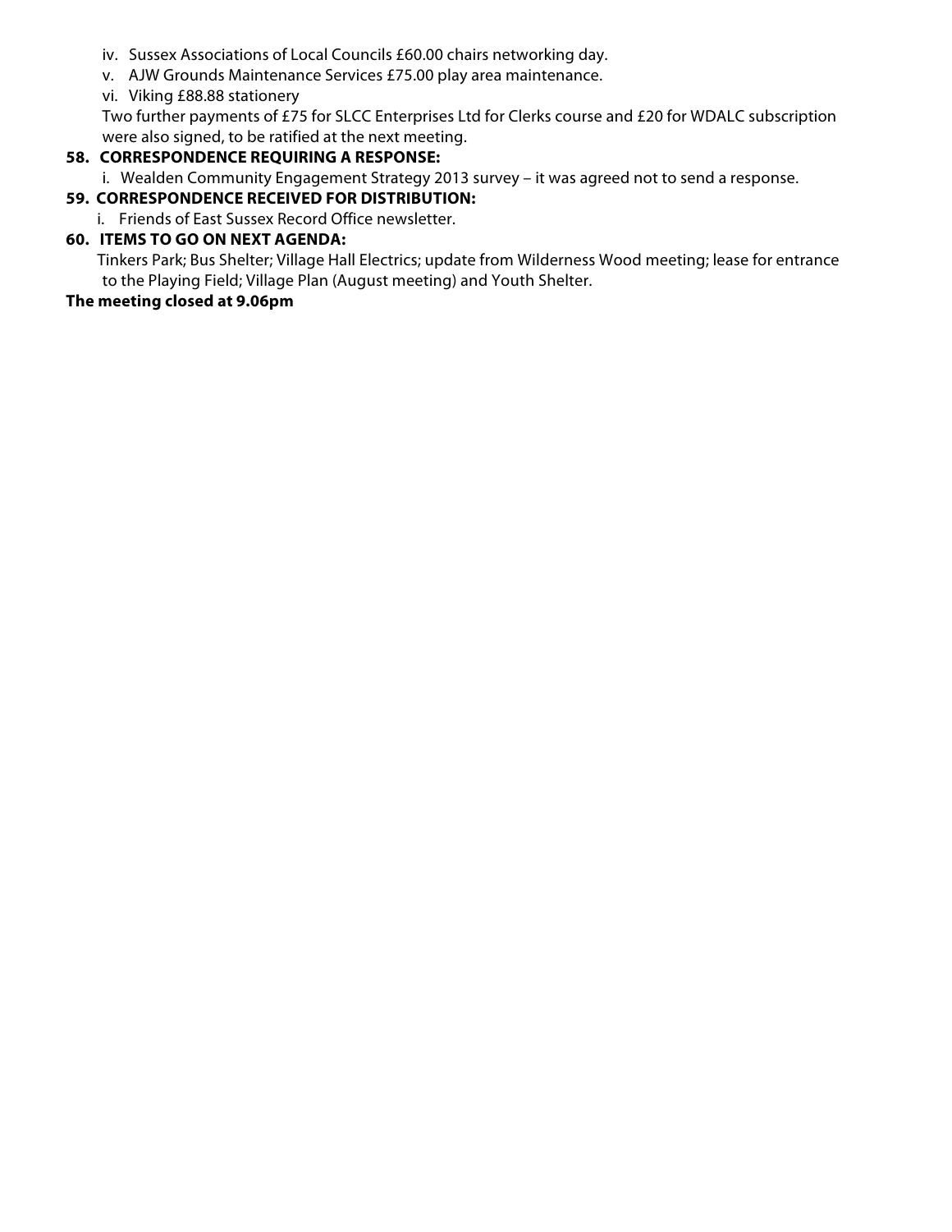iv. Sussex Associations of Local Councils £60.00 chairs networking day.

v. AJW Grounds Maintenance Services £75.00 play area maintenance.

vi. Viking £88.88 stationery

Two further payments of £75 for SLCC Enterprises Ltd for Clerks course and £20 for WDALC subscription were also signed, to be ratified at the next meeting.

**58. CORRESPONDENCE REQUIRING A RESPONSE:**

i. Wealden Community Engagement Strategy 2013 survey – it was agreed not to send a response.

**59. CORRESPONDENCE RECEIVED FOR DISTRIBUTION:**

i. Friends of East Sussex Record Office newsletter.

**60. ITEMS TO GO ON NEXT AGENDA:**

Tinkers Park; Bus Shelter; Village Hall Electrics; update from Wilderness Wood meeting; lease for entrance to the Playing Field; Village Plan (August meeting) and Youth Shelter.

**The meeting closed at 9.06pm**